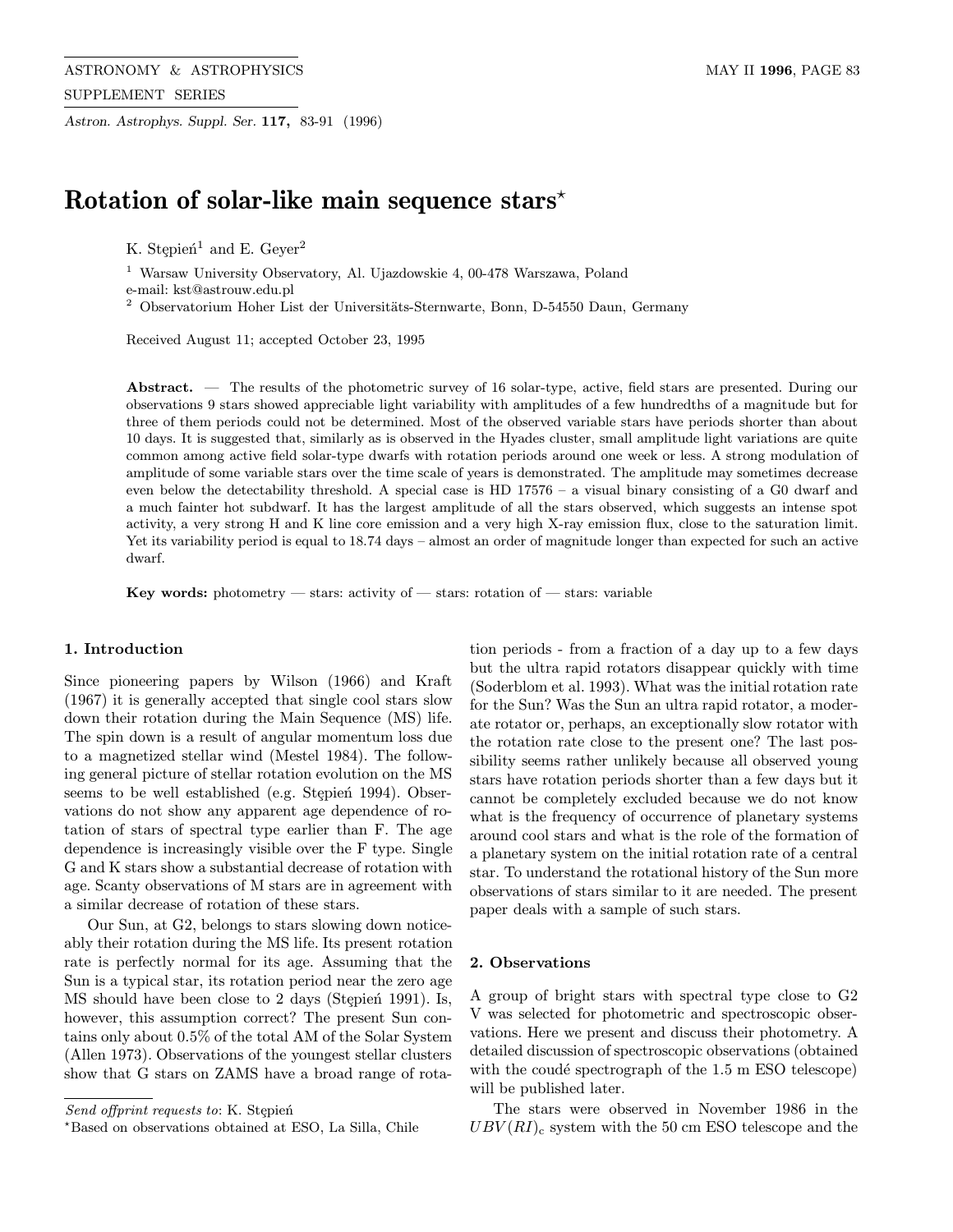# Rotation of solar-like main sequence stars*

K. Stępień[1] and E. Geyer[2]

[1] Warsaw University Observatory, Al. Ujazdowskie 4, 00-478 Warszawa, Poland
e-mail: kst@astrouw.edu.pl

[2] Observatorium Hoher List der Universitäts-Sternwarte, Bonn, D-54550 Daun, Germany

Received August 11; accepted October 23, 1995

**Abstract.** — The results of the photometric survey of 16 solar-type, active, field stars are presented. During our observations 9 stars showed appreciable light variability with amplitudes of a few hundredths of a magnitude but for three of them periods could not be determined. Most of the observed variable stars have periods shorter than about 10 days. It is suggested that, similarly as is observed in the Hyades cluster, small amplitude light variations are quite common among active field solar-type dwarfs with rotation periods around one week or less. A strong modulation of amplitude of some variable stars over the time scale of years is demonstrated. The amplitude may sometimes decrease even below the detectability threshold. A special case is HD 17576 – a visual binary consisting of a G0 dwarf and a much fainter hot subdwarf. It has the largest amplitude of all the stars observed, which suggests an intense spot activity, a very strong H and K line core emission and a very high X-ray emission flux, close to the saturation limit. Yet its variability period is equal to 18.74 days – almost an order of magnitude longer than expected for such an active dwarf.

**Key words:** photometry — stars: activity of — stars: rotation of — stars: variable

## 1. Introduction

Since pioneering papers by Wilson (1966) and Kraft (1967) it is generally accepted that single cool stars slow down their rotation during the Main Sequence (MS) life. The spin down is a result of angular momentum loss due to a magnetized stellar wind (Mestel 1984). The following general picture of stellar rotation evolution on the MS seems to be well established (e.g. Stępień 1994). Observations do not show any apparent age dependence of rotation of stars of spectral type earlier than F. The age dependence is increasingly visible over the F type. Single G and K stars show a substantial decrease of rotation with age. Scanty observations of M stars are in agreement with a similar decrease of rotation of these stars.

Our Sun, at G2, belongs to stars slowing down noticeably their rotation during the MS life. Its present rotation rate is perfectly normal for its age. Assuming that the Sun is a typical star, its rotation period near the zero age MS should have been close to 2 days (Stępień 1991). Is, however, this assumption correct? The present Sun contains only about 0.5% of the total AM of the Solar System (Allen 1973). Observations of the youngest stellar clusters show that G stars on ZAMS have a broad range of rotation periods - from a fraction of a day up to a few days but the ultra rapid rotators disappear quickly with time (Soderblom et al. 1993). What was the initial rotation rate for the Sun? Was the Sun an ultra rapid rotator, a moderate rotator or, perhaps, an exceptionally slow rotator with the rotation rate close to the present one? The last possibility seems rather unlikely because all observed young stars have rotation periods shorter than a few days but it cannot be completely excluded because we do not know what is the frequency of occurrence of planetary systems around cool stars and what is the role of the formation of a planetary system on the initial rotation rate of a central star. To understand the rotational history of the Sun more observations of stars similar to it are needed. The present paper deals with a sample of such stars.

## 2. Observations

A group of bright stars with spectral type close to G2 V was selected for photometric and spectroscopic observations. Here we present and discuss their photometry. A detailed discussion of spectroscopic observations (obtained with the coudé spectrograph of the 1.5 m ESO telescope) will be published later.

The stars were observed in November 1986 in the $UBV(RI)_{\rm c}$ system with the 50 cm ESO telescope and the

*Send offprint requests to*: K. Stępień

*Based on observations obtained at ESO, La Silla, Chile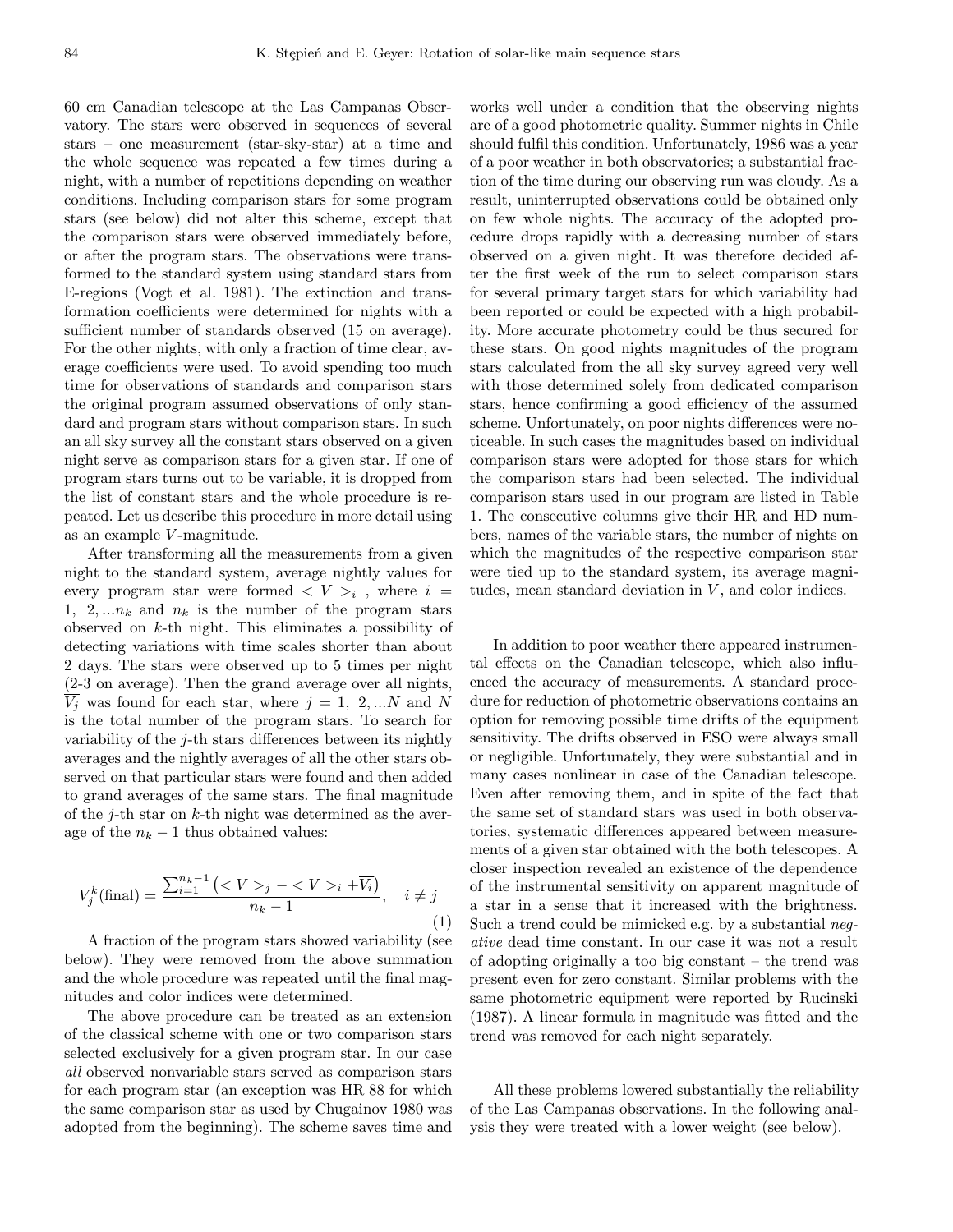60 cm Canadian telescope at the Las Campanas Observatory. The stars were observed in sequences of several stars – one measurement (star-sky-star) at a time and the whole sequence was repeated a few times during a night, with a number of repetitions depending on weather conditions. Including comparison stars for some program stars (see below) did not alter this scheme, except that the comparison stars were observed immediately before, or after the program stars. The observations were transformed to the standard system using standard stars from E-regions (Vogt et al. 1981). The extinction and transformation coefficients were determined for nights with a sufficient number of standards observed (15 on average). For the other nights, with only a fraction of time clear, average coefficients were used. To avoid spending too much time for observations of standards and comparison stars the original program assumed observations of only standard and program stars without comparison stars. In such an all sky survey all the constant stars observed on a given night serve as comparison stars for a given star. If one of program stars turns out to be variable, it is dropped from the list of constant stars and the whole procedure is repeated. Let us describe this procedure in more detail using as an example $V$-magnitude.

After transforming all the measurements from a given night to the standard system, average nightly values for every program star were formed $< V >_i$ , where $i = 1, 2, ...n_k$ and $n_k$ is the number of the program stars observed on $k$-th night. This eliminates a possibility of detecting variations with time scales shorter than about 2 days. The stars were observed up to 5 times per night (2-3 on average). Then the grand average over all nights, $\overline{V_j}$ was found for each star, where $j = 1, 2, ...N$ and $N$ is the total number of the program stars. To search for variability of the $j$-th stars differences between its nightly averages and the nightly averages of all the other stars observed on that particular stars were found and then added to grand averages of the same stars. The final magnitude of the $j$-th star on $k$-th night was determined as the average of the $n_k - 1$ thus obtained values:

$$V_j^k(\text{final}) = \frac{\sum_{i=1}^{n_k-1}\left(< V >_j - < V >_i + \overline{V_i}\right)}{n_k - 1}, \quad i \neq j \tag{1}$$

A fraction of the program stars showed variability (see below). They were removed from the above summation and the whole procedure was repeated until the final magnitudes and color indices were determined.

The above procedure can be treated as an extension of the classical scheme with one or two comparison stars selected exclusively for a given program star. In our case *all* observed nonvariable stars served as comparison stars for each program star (an exception was HR 88 for which the same comparison star as used by Chugainov 1980 was adopted from the beginning). The scheme saves time and works well under a condition that the observing nights are of a good photometric quality. Summer nights in Chile should fulfil this condition. Unfortunately, 1986 was a year of a poor weather in both observatories; a substantial fraction of the time during our observing run was cloudy. As a result, uninterrupted observations could be obtained only on few whole nights. The accuracy of the adopted procedure drops rapidly with a decreasing number of stars observed on a given night. It was therefore decided after the first week of the run to select comparison stars for several primary target stars for which variability had been reported or could be expected with a high probability. More accurate photometry could be thus secured for these stars. On good nights magnitudes of the program stars calculated from the all sky survey agreed very well with those determined solely from dedicated comparison stars, hence confirming a good efficiency of the assumed scheme. Unfortunately, on poor nights differences were noticeable. In such cases the magnitudes based on individual comparison stars were adopted for those stars for which the comparison stars had been selected. The individual comparison stars used in our program are listed in Table 1. The consecutive columns give their HR and HD numbers, names of the variable stars, the number of nights on which the magnitudes of the respective comparison star were tied up to the standard system, its average magnitudes, mean standard deviation in $V$, and color indices.

In addition to poor weather there appeared instrumental effects on the Canadian telescope, which also influenced the accuracy of measurements. A standard procedure for reduction of photometric observations contains an option for removing possible time drifts of the equipment sensitivity. The drifts observed in ESO were always small or negligible. Unfortunately, they were substantial and in many cases nonlinear in case of the Canadian telescope. Even after removing them, and in spite of the fact that the same set of standard stars was used in both observatories, systematic differences appeared between measurements of a given star obtained with the both telescopes. A closer inspection revealed an existence of the dependence of the instrumental sensitivity on apparent magnitude of a star in a sense that it increased with the brightness. Such a trend could be mimicked e.g. by a substantial *negative* dead time constant. In our case it was not a result of adopting originally a too big constant – the trend was present even for zero constant. Similar problems with the same photometric equipment were reported by Rucinski (1987). A linear formula in magnitude was fitted and the trend was removed for each night separately.

All these problems lowered substantially the reliability of the Las Campanas observations. In the following analysis they were treated with a lower weight (see below).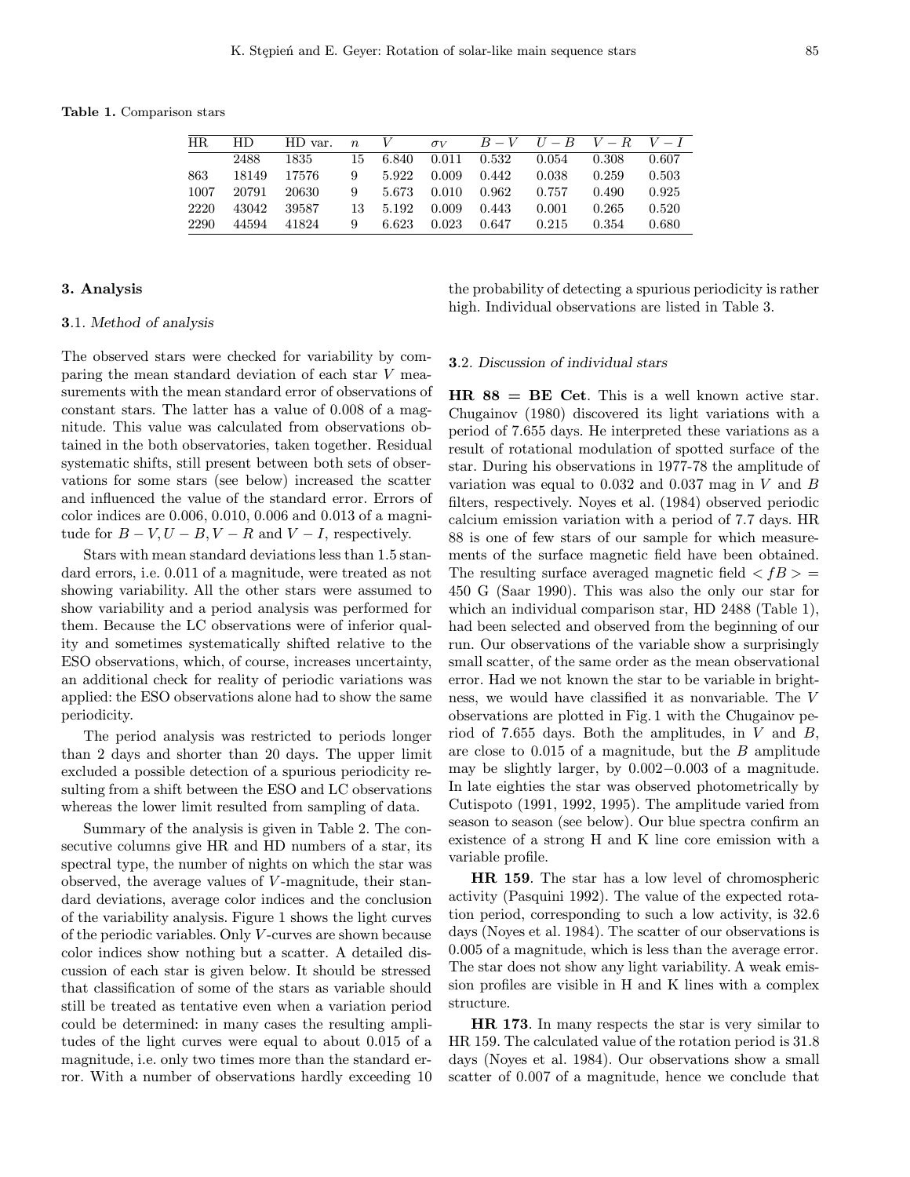**Table 1.** Comparison stars

| HR | HD | HD var. | $n$ | $V$ | $\sigma_V$ | $B-V$ | $U-B$ | $V-R$ | $V-I$ |
|---|---|---|---|---|---|---|---|---|---|
| | 2488 | 1835 | 15 | 6.840 | 0.011 | 0.532 | 0.054 | 0.308 | 0.607 |
| 863 | 18149 | 17576 | 9 | 5.922 | 0.009 | 0.442 | 0.038 | 0.259 | 0.503 |
| 1007 | 20791 | 20630 | 9 | 5.673 | 0.010 | 0.962 | 0.757 | 0.490 | 0.925 |
| 2220 | 43042 | 39587 | 13 | 5.192 | 0.009 | 0.443 | 0.001 | 0.265 | 0.520 |
| 2290 | 44594 | 41824 | 9 | 6.623 | 0.023 | 0.647 | 0.215 | 0.354 | 0.680 |

## 3. Analysis

### 3.1. *Method of analysis*

The observed stars were checked for variability by comparing the mean standard deviation of each star $V$ measurements with the mean standard error of observations of constant stars. The latter has a value of 0.008 of a magnitude. This value was calculated from observations obtained in the both observatories, taken together. Residual systematic shifts, still present between both sets of observations for some stars (see below) increased the scatter and influenced the value of the standard error. Errors of color indices are 0.006, 0.010, 0.006 and 0.013 of a magnitude for $B-V, U-B, V-R$ and $V-I$, respectively.

Stars with mean standard deviations less than 1.5 standard errors, i.e. 0.011 of a magnitude, were treated as not showing variability. All the other stars were assumed to show variability and a period analysis was performed for them. Because the LC observations were of inferior quality and sometimes systematically shifted relative to the ESO observations, which, of course, increases uncertainty, an additional check for reality of periodic variations was applied: the ESO observations alone had to show the same periodicity.

The period analysis was restricted to periods longer than 2 days and shorter than 20 days. The upper limit excluded a possible detection of a spurious periodicity resulting from a shift between the ESO and LC observations whereas the lower limit resulted from sampling of data.

Summary of the analysis is given in Table 2. The consecutive columns give HR and HD numbers of a star, its spectral type, the number of nights on which the star was observed, the average values of $V$-magnitude, their standard deviations, average color indices and the conclusion of the variability analysis. Figure 1 shows the light curves of the periodic variables. Only $V$-curves are shown because color indices show nothing but a scatter. A detailed discussion of each star is given below. It should be stressed that classification of some of the stars as variable should still be treated as tentative even when a variation period could be determined: in many cases the resulting amplitudes of the light curves were equal to about 0.015 of a magnitude, i.e. only two times more than the standard error. With a number of observations hardly exceeding 10 the probability of detecting a spurious periodicity is rather high. Individual observations are listed in Table 3.

### 3.2. *Discussion of individual stars*

**HR 88 = BE Cet**. This is a well known active star. Chugainov (1980) discovered its light variations with a period of 7.655 days. He interpreted these variations as a result of rotational modulation of spotted surface of the star. During his observations in 1977-78 the amplitude of variation was equal to 0.032 and 0.037 mag in $V$ and $B$ filters, respectively. Noyes et al. (1984) observed periodic calcium emission variation with a period of 7.7 days. HR 88 is one of few stars of our sample for which measurements of the surface magnetic field have been obtained. The resulting surface averaged magnetic field $<fB> =$ 450 G (Saar 1990). This was also the only our star for which an individual comparison star, HD 2488 (Table 1), had been selected and observed from the beginning of our run. Our observations of the variable show a surprisingly small scatter, of the same order as the mean observational error. Had we not known the star to be variable in brightness, we would have classified it as nonvariable. The $V$ observations are plotted in Fig. 1 with the Chugainov period of 7.655 days. Both the amplitudes, in $V$ and $B$, are close to 0.015 of a magnitude, but the $B$ amplitude may be slightly larger, by 0.002−0.003 of a magnitude. In late eighties the star was observed photometrically by Cutispoto (1991, 1992, 1995). The amplitude varied from season to season (see below). Our blue spectra confirm an existence of a strong H and K line core emission with a variable profile.

**HR 159**. The star has a low level of chromospheric activity (Pasquini 1992). The value of the expected rotation period, corresponding to such a low activity, is 32.6 days (Noyes et al. 1984). The scatter of our observations is 0.005 of a magnitude, which is less than the average error. The star does not show any light variability. A weak emission profiles are visible in H and K lines with a complex structure.

**HR 173**. In many respects the star is very similar to HR 159. The calculated value of the rotation period is 31.8 days (Noyes et al. 1984). Our observations show a small scatter of 0.007 of a magnitude, hence we conclude that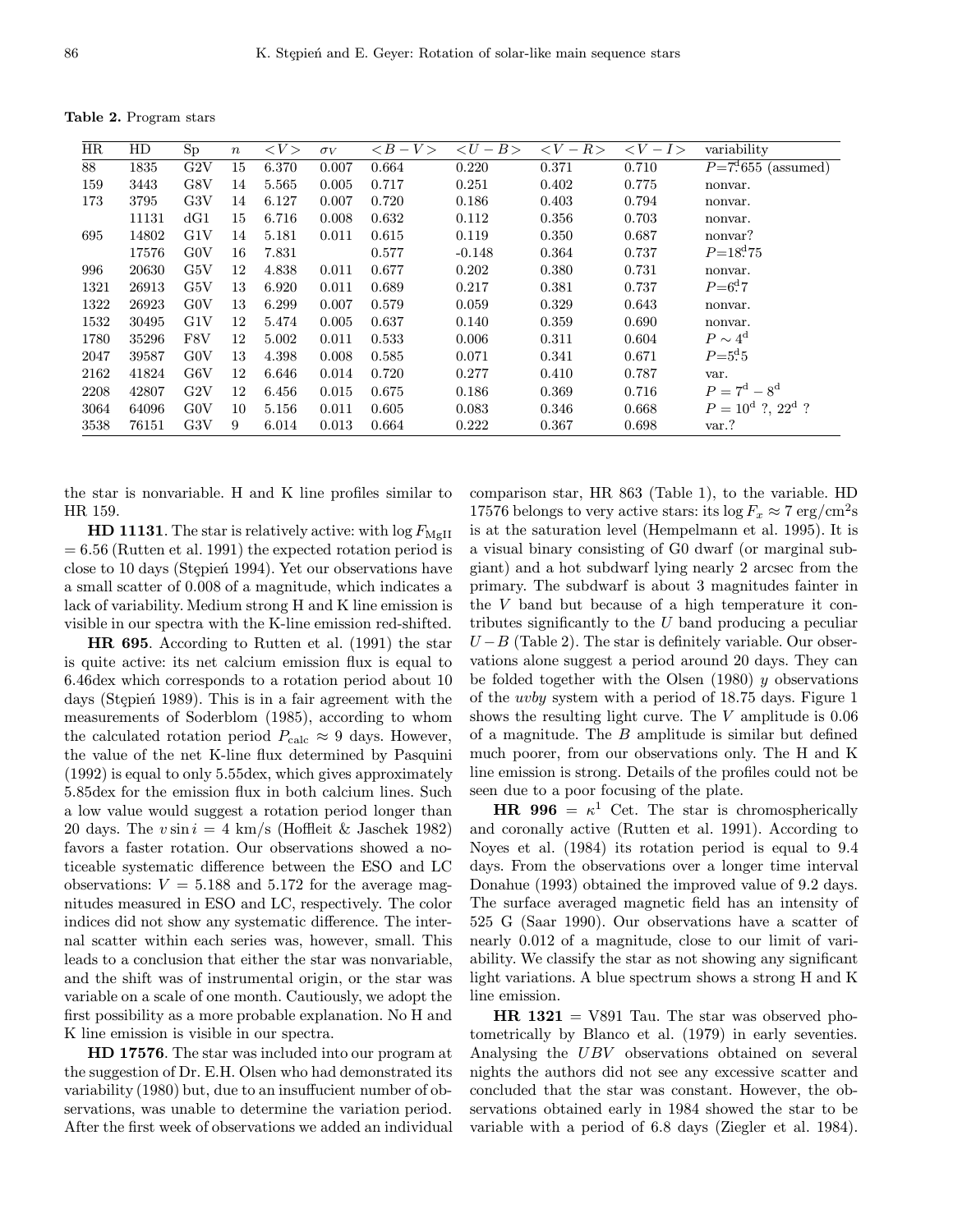**Table 2.** Program stars

| HR | HD | Sp | $n$ | $<V>$ | $\sigma_V$ | $<B-V>$ | $<U-B>$ | $<V-R>$ | $<V-I>$ | variability |
|---|---|---|---|---|---|---|---|---|---|---|
| 88 | 1835 | G2V | 15 | 6.370 | 0.007 | 0.664 | 0.220 | 0.371 | 0.710 | $P$=7.ᵈ655 (assumed) |
| 159 | 3443 | G8V | 14 | 5.565 | 0.005 | 0.717 | 0.251 | 0.402 | 0.775 | nonvar. |
| 173 | 3795 | G3V | 14 | 6.127 | 0.007 | 0.720 | 0.186 | 0.403 | 0.794 | nonvar. |
| | 11131 | dG1 | 15 | 6.716 | 0.008 | 0.632 | 0.112 | 0.356 | 0.703 | nonvar. |
| 695 | 14802 | G1V | 14 | 5.181 | 0.011 | 0.615 | 0.119 | 0.350 | 0.687 | nonvar? |
| | 17576 | G0V | 16 | 7.831 | | 0.577 | -0.148 | 0.364 | 0.737 | $P$=18.ᵈ75 |
| 996 | 20630 | G5V | 12 | 4.838 | 0.011 | 0.677 | 0.202 | 0.380 | 0.731 | nonvar. |
| 1321 | 26913 | G5V | 13 | 6.920 | 0.011 | 0.689 | 0.217 | 0.381 | 0.737 | $P$=6.ᵈ7 |
| 1322 | 26923 | G0V | 13 | 6.299 | 0.007 | 0.579 | 0.059 | 0.329 | 0.643 | nonvar. |
| 1532 | 30495 | G1V | 12 | 5.474 | 0.005 | 0.637 | 0.140 | 0.359 | 0.690 | nonvar. |
| 1780 | 35296 | F8V | 12 | 5.002 | 0.011 | 0.533 | 0.006 | 0.311 | 0.604 | $P \sim 4^{\rm d}$ |
| 2047 | 39587 | G0V | 13 | 4.398 | 0.008 | 0.585 | 0.071 | 0.341 | 0.671 | $P$=5.ᵈ5 |
| 2162 | 41824 | G6V | 12 | 6.646 | 0.014 | 0.720 | 0.277 | 0.410 | 0.787 | var. |
| 2208 | 42807 | G2V | 12 | 6.456 | 0.015 | 0.675 | 0.186 | 0.369 | 0.716 | $P = 7^{\rm d} - 8^{\rm d}$ |
| 3064 | 64096 | G0V | 10 | 5.156 | 0.011 | 0.605 | 0.083 | 0.346 | 0.668 | $P = 10^{\rm d}$ ?, $22^{\rm d}$ ? |
| 3538 | 76151 | G3V | 9 | 6.014 | 0.013 | 0.664 | 0.222 | 0.367 | 0.698 | var.? |

the star is nonvariable. H and K line profiles similar to HR 159.

**HD 11131**. The star is relatively active: with $\log F_{\rm MgII} = 6.56$ (Rutten et al. 1991) the expected rotation period is close to 10 days (Stępień 1994). Yet our observations have a small scatter of 0.008 of a magnitude, which indicates a lack of variability. Medium strong H and K line emission is visible in our spectra with the K-line emission red-shifted.

**HR 695**. According to Rutten et al. (1991) the star is quite active: its net calcium emission flux is equal to 6.46dex which corresponds to a rotation period about 10 days (Stępień 1989). This is in a fair agreement with the measurements of Soderblom (1985), according to whom the calculated rotation period $P_{\rm calc} \approx 9$ days. However, the value of the net K-line flux determined by Pasquini (1992) is equal to only 5.55dex, which gives approximately 5.85dex for the emission flux in both calcium lines. Such a low value would suggest a rotation period longer than 20 days. The $v \sin i = 4$ km/s (Hoffleit & Jaschek 1982) favors a faster rotation. Our observations showed a noticeable systematic difference between the ESO and LC observations: $V = 5.188$ and 5.172 for the average magnitudes measured in ESO and LC, respectively. The color indices did not show any systematic difference. The internal scatter within each series was, however, small. This leads to a conclusion that either the star was nonvariable, and the shift was of instrumental origin, or the star was variable on a scale of one month. Cautiously, we adopt the first possibility as a more probable explanation. No H and K line emission is visible in our spectra.

**HD 17576**. The star was included into our program at the suggestion of Dr. E.H. Olsen who had demonstrated its variability (1980) but, due to an insuffucient number of observations, was unable to determine the variation period. After the first week of observations we added an individual comparison star, HR 863 (Table 1), to the variable. HD 17576 belongs to very active stars: its $\log F_x \approx 7$ erg/cm$^2$s is at the saturation level (Hempelmann et al. 1995). It is a visual binary consisting of G0 dwarf (or marginal subgiant) and a hot subdwarf lying nearly 2 arcsec from the primary. The subdwarf is about 3 magnitudes fainter in the $V$ band but because of a high temperature it contributes significantly to the $U$ band producing a peculiar $U-B$ (Table 2). The star is definitely variable. Our observations alone suggest a period around 20 days. They can be folded together with the Olsen (1980) $y$ observations of the *uvby* system with a period of 18.75 days. Figure 1 shows the resulting light curve. The $V$ amplitude is 0.06 of a magnitude. The $B$ amplitude is similar but defined much poorer, from our observations only. The H and K line emission is strong. Details of the profiles could not be seen due to a poor focusing of the plate.

**HR 996** = $\kappa^1$ Cet. The star is chromospherically and coronally active (Rutten et al. 1991). According to Noyes et al. (1984) its rotation period is equal to 9.4 days. From the observations over a longer time interval Donahue (1993) obtained the improved value of 9.2 days. The surface averaged magnetic field has an intensity of 525 G (Saar 1990). Our observations have a scatter of nearly 0.012 of a magnitude, close to our limit of variability. We classify the star as not showing any significant light variations. A blue spectrum shows a strong H and K line emission.

**HR 1321** = V891 Tau. The star was observed photometrically by Blanco et al. (1979) in early seventies. Analysing the $UBV$ observations obtained on several nights the authors did not see any excessive scatter and concluded that the star was constant. However, the observations obtained early in 1984 showed the star to be variable with a period of 6.8 days (Ziegler et al. 1984).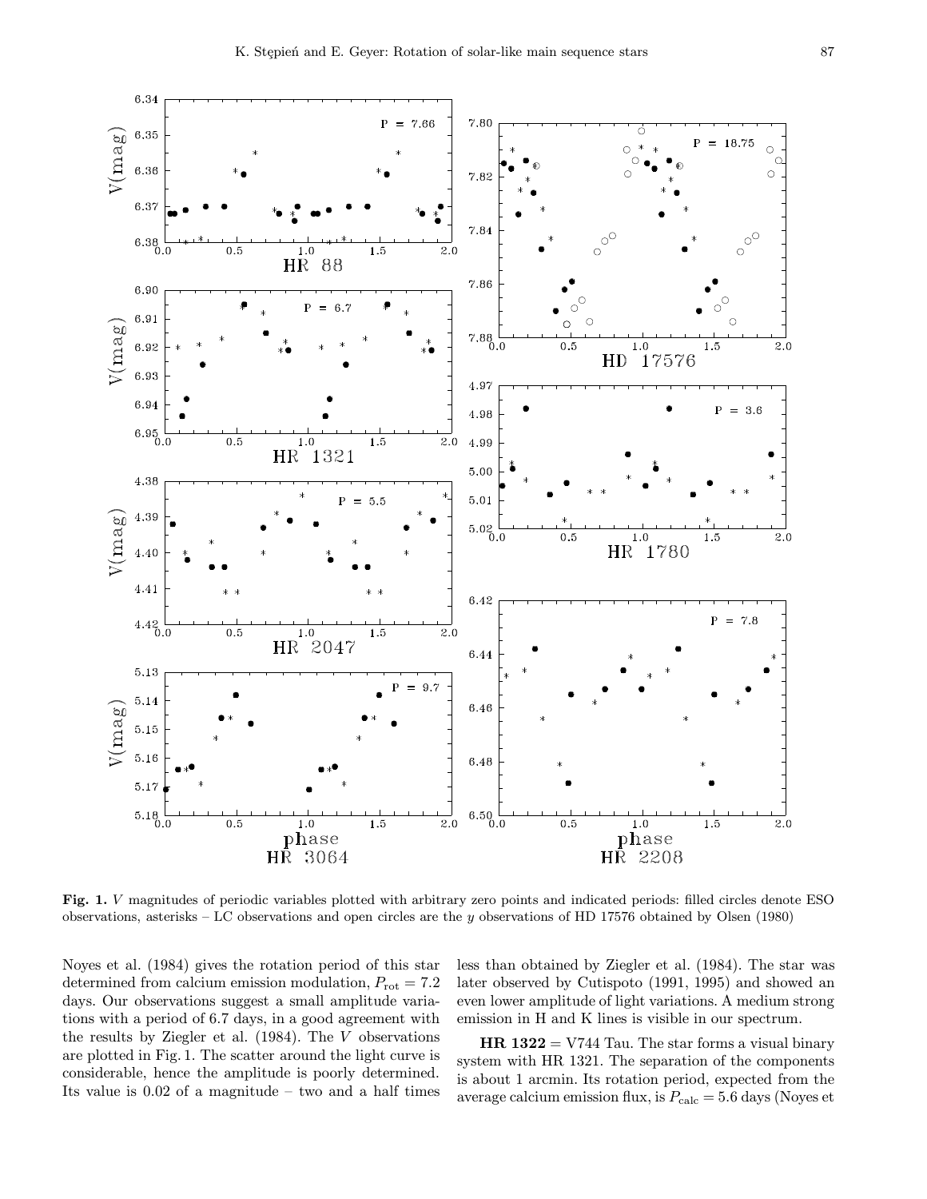**Fig. 1.** $V$ magnitudes of periodic variables plotted with arbitrary zero points and indicated periods: filled circles denote ESO observations, asterisks – LC observations and open circles are the $y$ observations of HD 17576 obtained by Olsen (1980)

Noyes et al. (1984) gives the rotation period of this star determined from calcium emission modulation, $P_{\rm rot} = 7.2$ days. Our observations suggest a small amplitude variations with a period of 6.7 days, in a good agreement with the results by Ziegler et al. (1984). The $V$ observations are plotted in Fig. 1. The scatter around the light curve is considerable, hence the amplitude is poorly determined. Its value is 0.02 of a magnitude – two and a half times less than obtained by Ziegler et al. (1984). The star was later observed by Cutispoto (1991, 1995) and showed an even lower amplitude of light variations. A medium strong emission in H and K lines is visible in our spectrum.

**HR 1322** = V744 Tau. The star forms a visual binary system with HR 1321. The separation of the components is about 1 arcmin. Its rotation period, expected from the average calcium emission flux, is $P_{\rm calc} = 5.6$ days (Noyes et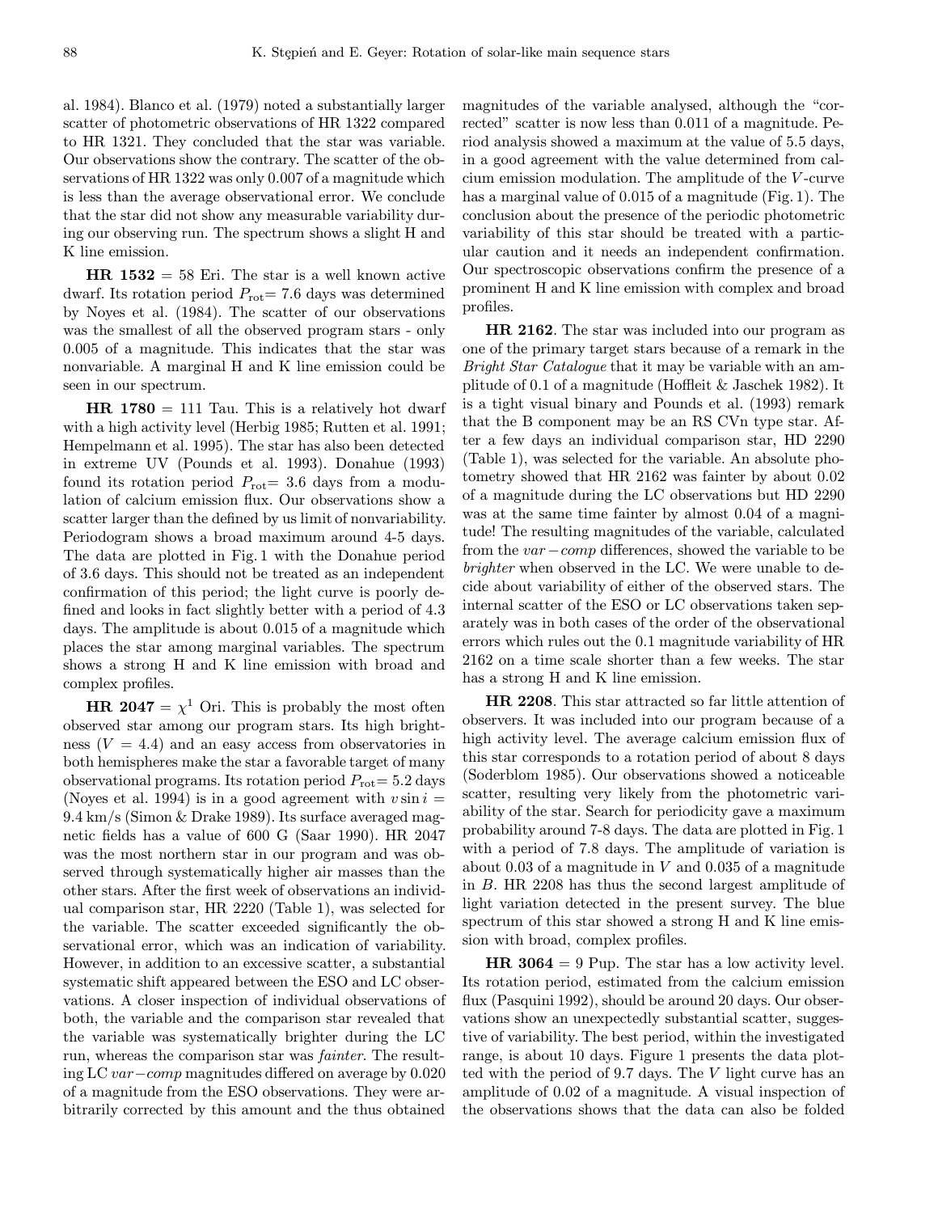al. 1984). Blanco et al. (1979) noted a substantially larger scatter of photometric observations of HR 1322 compared to HR 1321. They concluded that the star was variable. Our observations show the contrary. The scatter of the observations of HR 1322 was only 0.007 of a magnitude which is less than the average observational error. We conclude that the star did not show any measurable variability during our observing run. The spectrum shows a slight H and K line emission.

**HR 1532** = 58 Eri. The star is a well known active dwarf. Its rotation period $P_{\rm rot}$= 7.6 days was determined by Noyes et al. (1984). The scatter of our observations was the smallest of all the observed program stars - only 0.005 of a magnitude. This indicates that the star was nonvariable. A marginal H and K line emission could be seen in our spectrum.

**HR 1780** = 111 Tau. This is a relatively hot dwarf with a high activity level (Herbig 1985; Rutten et al. 1991; Hempelmann et al. 1995). The star has also been detected in extreme UV (Pounds et al. 1993). Donahue (1993) found its rotation period $P_{\rm rot}$= 3.6 days from a modulation of calcium emission flux. Our observations show a scatter larger than the defined by us limit of nonvariability. Periodogram shows a broad maximum around 4-5 days. The data are plotted in Fig. 1 with the Donahue period of 3.6 days. This should not be treated as an independent confirmation of this period; the light curve is poorly defined and looks in fact slightly better with a period of 4.3 days. The amplitude is about 0.015 of a magnitude which places the star among marginal variables. The spectrum shows a strong H and K line emission with broad and complex profiles.

**HR 2047** = $\chi^1$ Ori. This is probably the most often observed star among our program stars. Its high brightness ($V$ = 4.4) and an easy access from observatories in both hemispheres make the star a favorable target of many observational programs. Its rotation period $P_{\rm rot}$= 5.2 days (Noyes et al. 1994) is in a good agreement with $v\sin i$ = 9.4 km/s (Simon & Drake 1989). Its surface averaged magnetic fields has a value of 600 G (Saar 1990). HR 2047 was the most northern star in our program and was observed through systematically higher air masses than the other stars. After the first week of observations an individual comparison star, HR 2220 (Table 1), was selected for the variable. The scatter exceeded significantly the observational error, which was an indication of variability. However, in addition to an excessive scatter, a substantial systematic shift appeared between the ESO and LC observations. A closer inspection of individual observations of both, the variable and the comparison star revealed that the variable was systematically brighter during the LC run, whereas the comparison star was *fainter*. The resulting LC *var−comp* magnitudes differed on average by 0.020 of a magnitude from the ESO observations. They were arbitrarily corrected by this amount and the thus obtained magnitudes of the variable analysed, although the "corrected" scatter is now less than 0.011 of a magnitude. Period analysis showed a maximum at the value of 5.5 days, in a good agreement with the value determined from calcium emission modulation. The amplitude of the $V$-curve has a marginal value of 0.015 of a magnitude (Fig. 1). The conclusion about the presence of the periodic photometric variability of this star should be treated with a particular caution and it needs an independent confirmation. Our spectroscopic observations confirm the presence of a prominent H and K line emission with complex and broad profiles.

**HR 2162**. The star was included into our program as one of the primary target stars because of a remark in the *Bright Star Catalogue* that it may be variable with an amplitude of 0.1 of a magnitude (Hoffleit & Jaschek 1982). It is a tight visual binary and Pounds et al. (1993) remark that the B component may be an RS CVn type star. After a few days an individual comparison star, HD 2290 (Table 1), was selected for the variable. An absolute photometry showed that HR 2162 was fainter by about 0.02 of a magnitude during the LC observations but HD 2290 was at the same time fainter by almost 0.04 of a magnitude! The resulting magnitudes of the variable, calculated from the *var − comp* differences, showed the variable to be *brighter* when observed in the LC. We were unable to decide about variability of either of the observed stars. The internal scatter of the ESO or LC observations taken separately was in both cases of the order of the observational errors which rules out the 0.1 magnitude variability of HR 2162 on a time scale shorter than a few weeks. The star has a strong H and K line emission.

**HR 2208**. This star attracted so far little attention of observers. It was included into our program because of a high activity level. The average calcium emission flux of this star corresponds to a rotation period of about 8 days (Soderblom 1985). Our observations showed a noticeable scatter, resulting very likely from the photometric variability of the star. Search for periodicity gave a maximum probability around 7-8 days. The data are plotted in Fig. 1 with a period of 7.8 days. The amplitude of variation is about 0.03 of a magnitude in $V$ and 0.035 of a magnitude in $B$. HR 2208 has thus the second largest amplitude of light variation detected in the present survey. The blue spectrum of this star showed a strong H and K line emission with broad, complex profiles.

**HR 3064** = 9 Pup. The star has a low activity level. Its rotation period, estimated from the calcium emission flux (Pasquini 1992), should be around 20 days. Our observations show an unexpectedly substantial scatter, suggestive of variability. The best period, within the investigated range, is about 10 days. Figure 1 presents the data plotted with the period of 9.7 days. The $V$ light curve has an amplitude of 0.02 of a magnitude. A visual inspection of the observations shows that the data can also be folded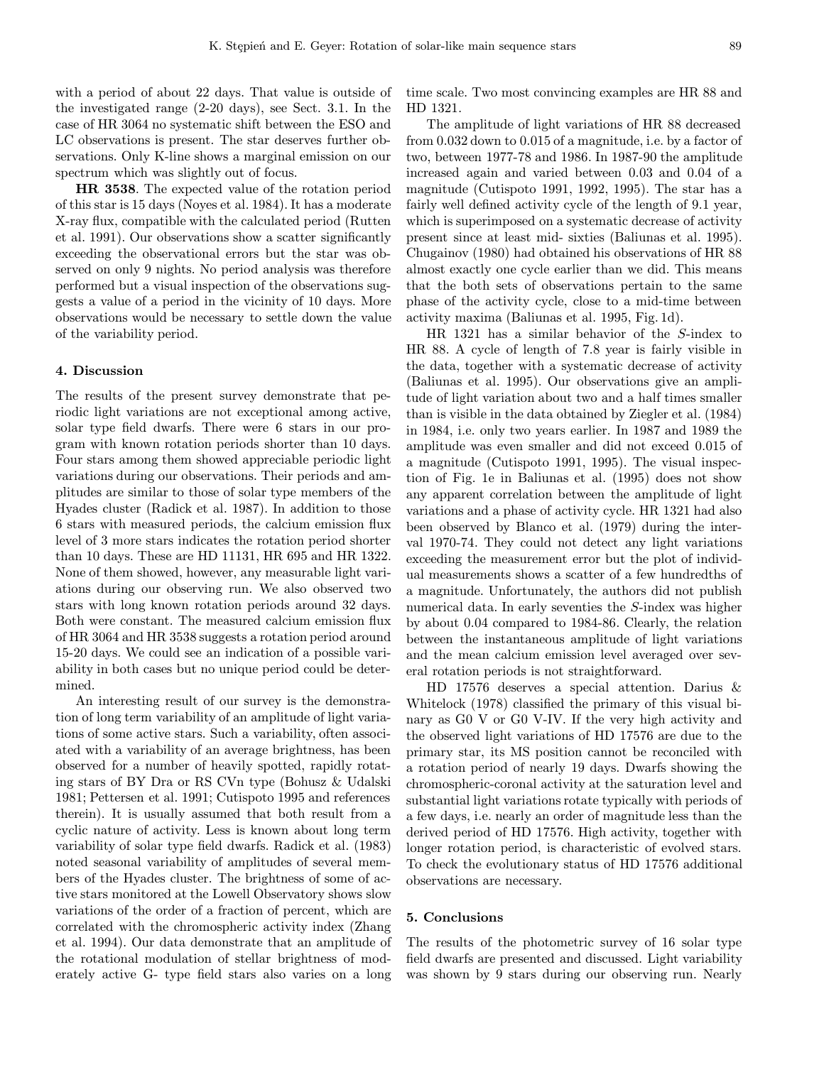with a period of about 22 days. That value is outside of the investigated range (2-20 days), see Sect. 3.1. In the case of HR 3064 no systematic shift between the ESO and LC observations is present. The star deserves further observations. Only K-line shows a marginal emission on our spectrum which was slightly out of focus.

**HR 3538**. The expected value of the rotation period of this star is 15 days (Noyes et al. 1984). It has a moderate X-ray flux, compatible with the calculated period (Rutten et al. 1991). Our observations show a scatter significantly exceeding the observational errors but the star was observed on only 9 nights. No period analysis was therefore performed but a visual inspection of the observations suggests a value of a period in the vicinity of 10 days. More observations would be necessary to settle down the value of the variability period.

## 4. Discussion

The results of the present survey demonstrate that periodic light variations are not exceptional among active, solar type field dwarfs. There were 6 stars in our program with known rotation periods shorter than 10 days. Four stars among them showed appreciable periodic light variations during our observations. Their periods and amplitudes are similar to those of solar type members of the Hyades cluster (Radick et al. 1987). In addition to those 6 stars with measured periods, the calcium emission flux level of 3 more stars indicates the rotation period shorter than 10 days. These are HD 11131, HR 695 and HR 1322. None of them showed, however, any measurable light variations during our observing run. We also observed two stars with long known rotation periods around 32 days. Both were constant. The measured calcium emission flux of HR 3064 and HR 3538 suggests a rotation period around 15-20 days. We could see an indication of a possible variability in both cases but no unique period could be determined.

An interesting result of our survey is the demonstration of long term variability of an amplitude of light variations of some active stars. Such a variability, often associated with a variability of an average brightness, has been observed for a number of heavily spotted, rapidly rotating stars of BY Dra or RS CVn type (Bohusz & Udalski 1981; Pettersen et al. 1991; Cutispoto 1995 and references therein). It is usually assumed that both result from a cyclic nature of activity. Less is known about long term variability of solar type field dwarfs. Radick et al. (1983) noted seasonal variability of amplitudes of several members of the Hyades cluster. The brightness of some of active stars monitored at the Lowell Observatory shows slow variations of the order of a fraction of percent, which are correlated with the chromospheric activity index (Zhang et al. 1994). Our data demonstrate that an amplitude of the rotational modulation of stellar brightness of moderately active G- type field stars also varies on a long time scale. Two most convincing examples are HR 88 and HD 1321.

The amplitude of light variations of HR 88 decreased from 0.032 down to 0.015 of a magnitude, i.e. by a factor of two, between 1977-78 and 1986. In 1987-90 the amplitude increased again and varied between 0.03 and 0.04 of a magnitude (Cutispoto 1991, 1992, 1995). The star has a fairly well defined activity cycle of the length of 9.1 year, which is superimposed on a systematic decrease of activity present since at least mid- sixties (Baliunas et al. 1995). Chugainov (1980) had obtained his observations of HR 88 almost exactly one cycle earlier than we did. This means that the both sets of observations pertain to the same phase of the activity cycle, close to a mid-time between activity maxima (Baliunas et al. 1995, Fig. 1d).

HR 1321 has a similar behavior of the *S*-index to HR 88. A cycle of length of 7.8 year is fairly visible in the data, together with a systematic decrease of activity (Baliunas et al. 1995). Our observations give an amplitude of light variation about two and a half times smaller than is visible in the data obtained by Ziegler et al. (1984) in 1984, i.e. only two years earlier. In 1987 and 1989 the amplitude was even smaller and did not exceed 0.015 of a magnitude (Cutispoto 1991, 1995). The visual inspection of Fig. 1e in Baliunas et al. (1995) does not show any apparent correlation between the amplitude of light variations and a phase of activity cycle. HR 1321 had also been observed by Blanco et al. (1979) during the interval 1970-74. They could not detect any light variations exceeding the measurement error but the plot of individual measurements shows a scatter of a few hundredths of a magnitude. Unfortunately, the authors did not publish numerical data. In early seventies the *S*-index was higher by about 0.04 compared to 1984-86. Clearly, the relation between the instantaneous amplitude of light variations and the mean calcium emission level averaged over several rotation periods is not straightforward.

HD 17576 deserves a special attention. Darius & Whitelock (1978) classified the primary of this visual binary as G0 V or G0 V-IV. If the very high activity and the observed light variations of HD 17576 are due to the primary star, its MS position cannot be reconciled with a rotation period of nearly 19 days. Dwarfs showing the chromospheric-coronal activity at the saturation level and substantial light variations rotate typically with periods of a few days, i.e. nearly an order of magnitude less than the derived period of HD 17576. High activity, together with longer rotation period, is characteristic of evolved stars. To check the evolutionary status of HD 17576 additional observations are necessary.

## 5. Conclusions

The results of the photometric survey of 16 solar type field dwarfs are presented and discussed. Light variability was shown by 9 stars during our observing run. Nearly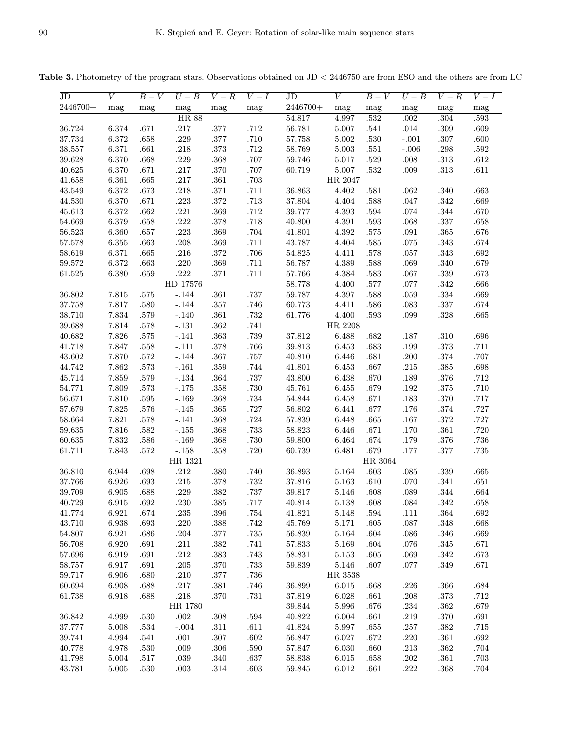**Table 3.** Photometry of the program stars. Observations obtained on JD < 2446750 are from ESO and the others are from LC

| JD 2446700+ | $V$ mag | $B-V$ mag | $U-B$ mag | $V-R$ mag | $V-I$ mag | JD 2446700+ | $V$ mag | $B-V$ mag | $U-B$ mag | $V-R$ mag | $V-I$ mag |
|---|---|---|---|---|---|---|---|---|---|---|---|
| | | | HR 88 | | | 54.817 | 4.997 | .532 | .002 | .304 | .593 |
| 36.724 | 6.374 | .671 | .217 | .377 | .712 | 56.781 | 5.007 | .541 | .014 | .309 | .609 |
| 37.734 | 6.372 | .658 | .229 | .377 | .710 | 57.758 | 5.002 | .530 | -.001 | .307 | .600 |
| 38.557 | 6.371 | .661 | .218 | .373 | .712 | 58.769 | 5.003 | .551 | -.006 | .298 | .592 |
| 39.628 | 6.370 | .668 | .229 | .368 | .707 | 59.746 | 5.017 | .529 | .008 | .313 | .612 |
| 40.625 | 6.370 | .671 | .217 | .370 | .707 | 60.719 | 5.007 | .532 | .009 | .313 | .611 |
| 41.658 | 6.361 | .665 | .217 | .361 | .703 | | HR 2047 | | | | |
| 43.549 | 6.372 | .673 | .218 | .371 | .711 | 36.863 | 4.402 | .581 | .062 | .340 | .663 |
| 44.530 | 6.370 | .671 | .223 | .372 | .713 | 37.804 | 4.404 | .588 | .047 | .342 | .669 |
| 45.613 | 6.372 | .662 | .221 | .369 | .712 | 39.777 | 4.393 | .594 | .074 | .344 | .670 |
| 54.669 | 6.379 | .658 | .222 | .378 | .718 | 40.800 | 4.391 | .593 | .068 | .337 | .658 |
| 56.523 | 6.360 | .657 | .223 | .369 | .704 | 41.801 | 4.392 | .575 | .091 | .365 | .676 |
| 57.578 | 6.355 | .663 | .208 | .369 | .711 | 43.787 | 4.404 | .585 | .075 | .343 | .674 |
| 58.619 | 6.371 | .665 | .216 | .372 | .706 | 54.825 | 4.411 | .578 | .057 | .343 | .692 |
| 59.572 | 6.372 | .663 | .220 | .369 | .711 | 56.787 | 4.389 | .588 | .069 | .340 | .679 |
| 61.525 | 6.380 | .659 | .222 | .371 | .711 | 57.766 | 4.384 | .583 | .067 | .339 | .673 |
| | | | HD 17576 | | | 58.778 | 4.400 | .577 | .077 | .342 | .666 |
| 36.802 | 7.815 | .575 | -.144 | .361 | .737 | 59.787 | 4.397 | .588 | .059 | .334 | .669 |
| 37.758 | 7.817 | .580 | -.144 | .357 | .746 | 60.773 | 4.411 | .586 | .083 | .337 | .674 |
| 38.710 | 7.834 | .579 | -.140 | .361 | .732 | 61.776 | 4.400 | .593 | .099 | .328 | .665 |
| 39.688 | 7.814 | .578 | -.131 | .362 | .741 | | HR 2208 | | | | |
| 40.682 | 7.826 | .575 | -.141 | .363 | .739 | 37.812 | 6.488 | .682 | .187 | .310 | .696 |
| 41.718 | 7.847 | .558 | -.111 | .378 | .766 | 39.813 | 6.453 | .683 | .199 | .373 | .711 |
| 43.602 | 7.870 | .572 | -.144 | .367 | .757 | 40.810 | 6.446 | .681 | .200 | .374 | .707 |
| 44.742 | 7.862 | .573 | -.161 | .359 | .744 | 41.801 | 6.453 | .667 | .215 | .385 | .698 |
| 45.714 | 7.859 | .579 | -.134 | .364 | .737 | 43.800 | 6.438 | .670 | .189 | .376 | .712 |
| 54.771 | 7.809 | .573 | -.175 | .358 | .730 | 45.761 | 6.455 | .679 | .192 | .375 | .710 |
| 56.671 | 7.810 | .595 | -.169 | .368 | .734 | 54.844 | 6.458 | .671 | .183 | .370 | .717 |
| 57.679 | 7.825 | .576 | -.145 | .365 | .727 | 56.802 | 6.441 | .677 | .176 | .374 | .727 |
| 58.664 | 7.821 | .578 | -.141 | .368 | .724 | 57.839 | 6.448 | .665 | .167 | .372 | .727 |
| 59.635 | 7.816 | .582 | -.155 | .368 | .733 | 58.823 | 6.446 | .671 | .170 | .361 | .720 |
| 60.635 | 7.832 | .586 | -.169 | .368 | .730 | 59.800 | 6.464 | .674 | .179 | .376 | .736 |
| 61.711 | 7.843 | .572 | -.158 | .358 | .720 | 60.739 | 6.481 | .679 | .177 | .377 | .735 |
| | | | HR 1321 | | | | | HR 3064 | | | |
| 36.810 | 6.944 | .698 | .212 | .380 | .740 | 36.893 | 5.164 | .603 | .085 | .339 | .665 |
| 37.766 | 6.926 | .693 | .215 | .378 | .732 | 37.816 | 5.163 | .610 | .070 | .341 | .651 |
| 39.709 | 6.905 | .688 | .229 | .382 | .737 | 39.817 | 5.146 | .608 | .089 | .344 | .664 |
| 40.729 | 6.915 | .692 | .230 | .385 | .717 | 40.814 | 5.138 | .608 | .084 | .342 | .658 |
| 41.774 | 6.921 | .674 | .235 | .396 | .754 | 41.821 | 5.148 | .594 | .111 | .364 | .692 |
| 43.710 | 6.938 | .693 | .220 | .388 | .742 | 45.769 | 5.171 | .605 | .087 | .348 | .668 |
| 54.807 | 6.921 | .686 | .204 | .377 | .735 | 56.839 | 5.164 | .604 | .086 | .346 | .669 |
| 56.708 | 6.920 | .691 | .211 | .382 | .741 | 57.833 | 5.169 | .604 | .076 | .345 | .671 |
| 57.696 | 6.919 | .691 | .212 | .383 | .743 | 58.831 | 5.153 | .605 | .069 | .342 | .673 |
| 58.757 | 6.917 | .691 | .205 | .370 | .733 | 59.839 | 5.146 | .607 | .077 | .349 | .671 |
| 59.717 | 6.906 | .680 | .210 | .377 | .736 | | HR 3538 | | | | |
| 60.694 | 6.908 | .688 | .217 | .381 | .746 | 36.899 | 6.015 | .668 | .226 | .366 | .684 |
| 61.738 | 6.918 | .688 | .218 | .370 | .731 | 37.819 | 6.028 | .661 | .208 | .373 | .712 |
| | | | HR 1780 | | | 39.844 | 5.996 | .676 | .234 | .362 | .679 |
| 36.842 | 4.999 | .530 | .002 | .308 | .594 | 40.822 | 6.004 | .661 | .219 | .370 | .691 |
| 37.777 | 5.008 | .534 | -.004 | .311 | .611 | 41.824 | 5.997 | .655 | .257 | .382 | .715 |
| 39.741 | 4.994 | .541 | .001 | .307 | .602 | 56.847 | 6.027 | .672 | .220 | .361 | .692 |
| 40.778 | 4.978 | .530 | .009 | .306 | .590 | 57.847 | 6.030 | .660 | .213 | .362 | .704 |
| 41.798 | 5.004 | .517 | .039 | .340 | .637 | 58.838 | 6.015 | .658 | .202 | .361 | .703 |
| 43.781 | 5.005 | .530 | .003 | .314 | .603 | 59.845 | 6.012 | .661 | .222 | .368 | .704 |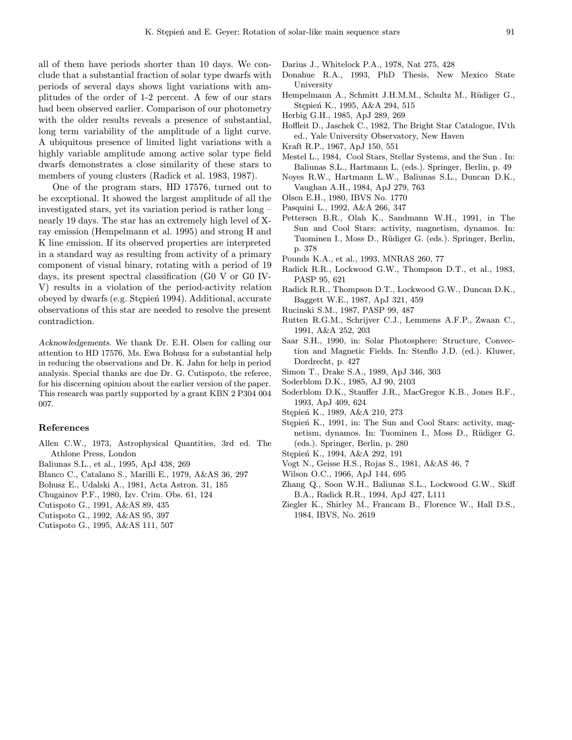all of them have periods shorter than 10 days. We conclude that a substantial fraction of solar type dwarfs with periods of several days shows light variations with amplitudes of the order of 1-2 percent. A few of our stars had been observed earlier. Comparison of our photometry with the older results reveals a presence of substantial, long term variability of the amplitude of a light curve. A ubiquitous presence of limited light variations with a highly variable amplitude among active solar type field dwarfs demonstrates a close similarity of these stars to members of young clusters (Radick et al. 1983, 1987).

One of the program stars, HD 17576, turned out to be exceptional. It showed the largest amplitude of all the investigated stars, yet its variation period is rather long – nearly 19 days. The star has an extremely high level of X-ray emission (Hempelmann et al. 1995) and strong H and K line emission. If its observed properties are interpreted in a standard way as resulting from activity of a primary component of visual binary, rotating with a period of 19 days, its present spectral classification (G0 V or G0 IV-V) results in a violation of the period-activity relation obeyed by dwarfs (e.g. Stępień 1994). Additional, accurate observations of this star are needed to resolve the present contradiction.

*Acknowledgements.* We thank Dr. E.H. Olsen for calling our attention to HD 17576, Ms. Ewa Bohusz for a substantial help in reducing the observations and Dr. K. Jahn for help in period analysis. Special thanks are due Dr. G. Cutispoto, the referee, for his discerning opinion about the earlier version of the paper. This research was partly supported by a grant KBN 2 P304 004 007.

## References

- Allen C.W., 1973, Astrophysical Quantities, 3rd ed. The Athlone Press, London
- Baliunas S.L., et al., 1995, ApJ 438, 269
- Blanco C., Catalano S., Marilli E., 1979, A&AS 36, 297
- Bohusz E., Udalski A., 1981, Acta Astron. 31, 185
- Chugainov P.F., 1980, Izv. Crim. Obs. 61, 124
- Cutispoto G., 1991, A&AS 89, 435
- Cutispoto G., 1992, A&AS 95, 397
- Cutispoto G., 1995, A&AS 111, 507
- Darius J., Whitelock P.A., 1978, Nat 275, 428
- Donahue R.A., 1993, PhD Thesis, New Mexico State University
- Hempelmann A., Schmitt J.H.M.M., Schultz M., Rüdiger G., Stępień K., 1995, A&A 294, 515
- Herbig G.H., 1985, ApJ 289, 269
- Hoffleit D., Jaschek C., 1982, The Bright Star Catalogue, IVth ed., Yale University Observatory, New Haven
- Kraft R.P., 1967, ApJ 150, 551
- Mestel L., 1984, Cool Stars, Stellar Systems, and the Sun . In: Baliunas S.L., Hartmann L. (eds.). Springer, Berlin, p. 49
- Noyes R.W., Hartmann L.W., Baliunas S.L., Duncan D.K., Vaughan A.H., 1984, ApJ 279, 763
- Olsen E.H., 1980, IBVS No. 1770
- Pasquini L., 1992, A&A 266, 347
- Pettersen B.R., Olah K., Sandmann W.H., 1991, in The Sun and Cool Stars: activity, magnetism, dynamos. In: Tuominen I., Moss D., Rüdiger G. (eds.). Springer, Berlin, p. 378
- Pounds K.A., et al., 1993, MNRAS 260, 77
- Radick R.R., Lockwood G.W., Thompson D.T., et al., 1983, PASP 95, 621
- Radick R.R., Thompson D.T., Lockwood G.W., Duncan D.K., Baggett W.E., 1987, ApJ 321, 459
- Rucinski S.M., 1987, PASP 99, 487
- Rutten R.G.M., Schrijver C.J., Lemmens A.F.P., Zwaan C., 1991, A&A 252, 203
- Saar S.H., 1990, in: Solar Photosphere: Structure, Convection and Magnetic Fields. In: Stenflo J.D. (ed.). Kluwer, Dordrecht, p. 427
- Simon T., Drake S.A., 1989, ApJ 346, 303
- Soderblom D.K., 1985, AJ 90, 2103
- Soderblom D.K., Stauffer J.R., MacGregor K.B., Jones B.F., 1993, ApJ 409, 624
- Stępień K., 1989, A&A 210, 273
- Stępień K., 1991, in: The Sun and Cool Stars: activity, magnetism, dynamos. In: Tuominen I., Moss D., Rüdiger G. (eds.). Springer, Berlin, p. 280
- Stępień K., 1994, A&A 292, 191
- Vogt N., Geisse H.S., Rojas S., 1981, A&AS 46, 7
- Wilson O.C., 1966, ApJ 144, 695
- Zhang Q., Soon W.H., Baliunas S.L., Lockwood G.W., Skiff B.A., Radick R.R., 1994, ApJ 427, L111
- Ziegler K., Shirley M., Francam B., Florence W., Hall D.S., 1984, IBVS, No. 2619